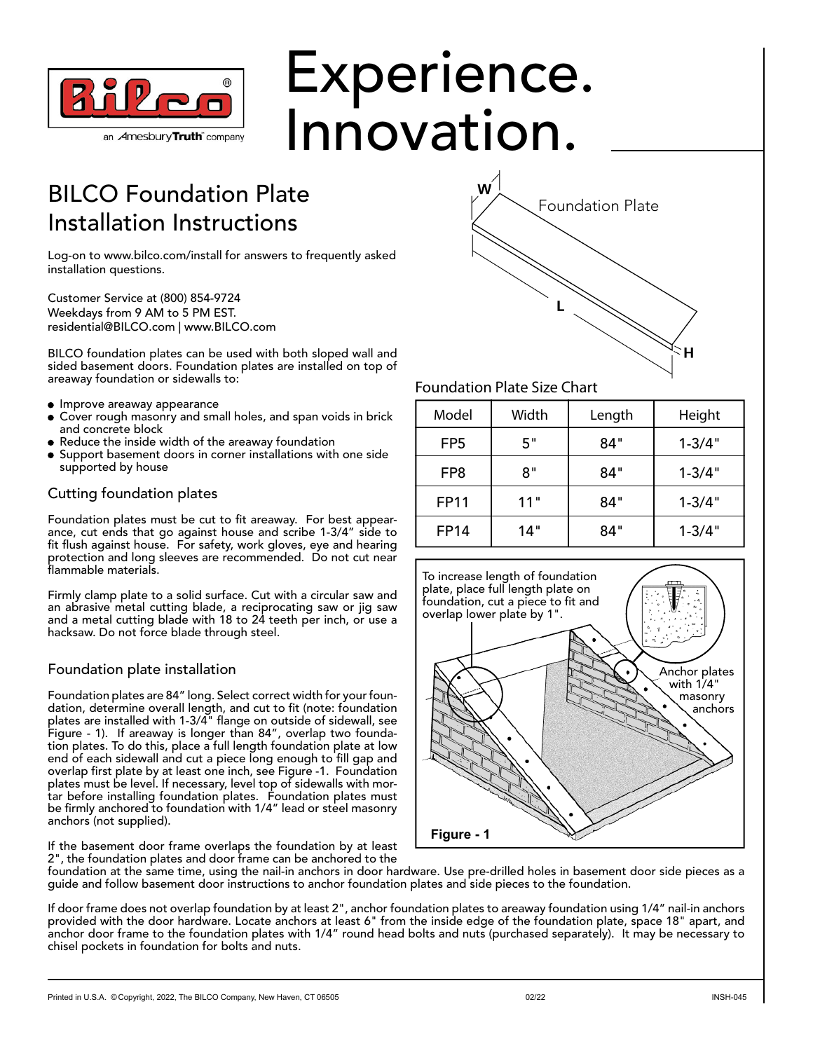# Experience. Innovation.

## BILCO Foundation Plate Installation Instructions

Log-on to www.bilco.com/install for answers to frequently asked installation questions.

Customer Service at (800) 854-9724
Weekdays from 9 AM to 5 PM EST.
residential@BILCO.com | www.BILCO.com

BILCO foundation plates can be used with both sloped wall and sided basement doors. Foundation plates are installed on top of areaway foundation or sidewalls to:

- Improve areaway appearance
- Cover rough masonry and small holes, and span voids in brick and concrete block
- Reduce the inside width of the areaway foundation
- Support basement doors in corner installations with one side supported by house

### Cutting foundation plates

Foundation plates must be cut to fit areaway. For best appearance, cut ends that go against house and scribe 1-3/4" side to fit flush against house. For safety, work gloves, eye and hearing protection and long sleeves are recommended. Do not cut near flammable materials.

Firmly clamp plate to a solid surface. Cut with a circular saw and an abrasive metal cutting blade, a reciprocating saw or jig saw and a metal cutting blade with 18 to 24 teeth per inch, or use a hacksaw. Do not force blade through steel.

### Foundation plate installation

Foundation plates are 84" long. Select correct width for your foundation, determine overall length, and cut to fit (note: foundation plates are installed with 1-3/4" flange on outside of sidewall, see Figure - 1). If areaway is longer than 84", overlap two foundation plates. To do this, place a full length foundation plate at low end of each sidewall and cut a piece long enough to fill gap and overlap first plate by at least one inch, see Figure -1. Foundation plates must be level. If necessary, level top of sidewalls with mortar before installing foundation plates. Foundation plates must be firmly anchored to foundation with 1/4" lead or steel masonry anchors (not supplied).

If the basement door frame overlaps the foundation by at least 2", the foundation plates and door frame can be anchored to the foundation at the same time, using the nail-in anchors in door hardware. Use pre-drilled holes in basement door side pieces as a guide and follow basement door instructions to anchor foundation plates and side pieces to the foundation.

If door frame does not overlap foundation by at least 2", anchor foundation plates to areaway foundation using 1/4" nail-in anchors provided with the door hardware. Locate anchors at least 6" from the inside edge of the foundation plate, space 18" apart, and anchor door frame to the foundation plates with 1/4" round head bolts and nuts (purchased separately). It may be necessary to chisel pockets in foundation for bolts and nuts.

Foundation Plate (W, L, H)

**Foundation Plate Size Chart**

| Model | Width | Length | Height |
|---|---|---|---|
| FP5 | 5" | 84" | 1-3/4" |
| FP8 | 8" | 84" | 1-3/4" |
| FP11 | 11" | 84" | 1-3/4" |
| FP14 | 14" | 84" | 1-3/4" |

To increase length of foundation plate, place full length plate on foundation, cut a piece to fit and overlap lower plate by 1".

Anchor plates with 1/4" masonry anchors

**Figure - 1**

Printed in U.S.A. ©Copyright, 2022, The BILCO Company, New Haven, CT 06505 02/22 INSH-045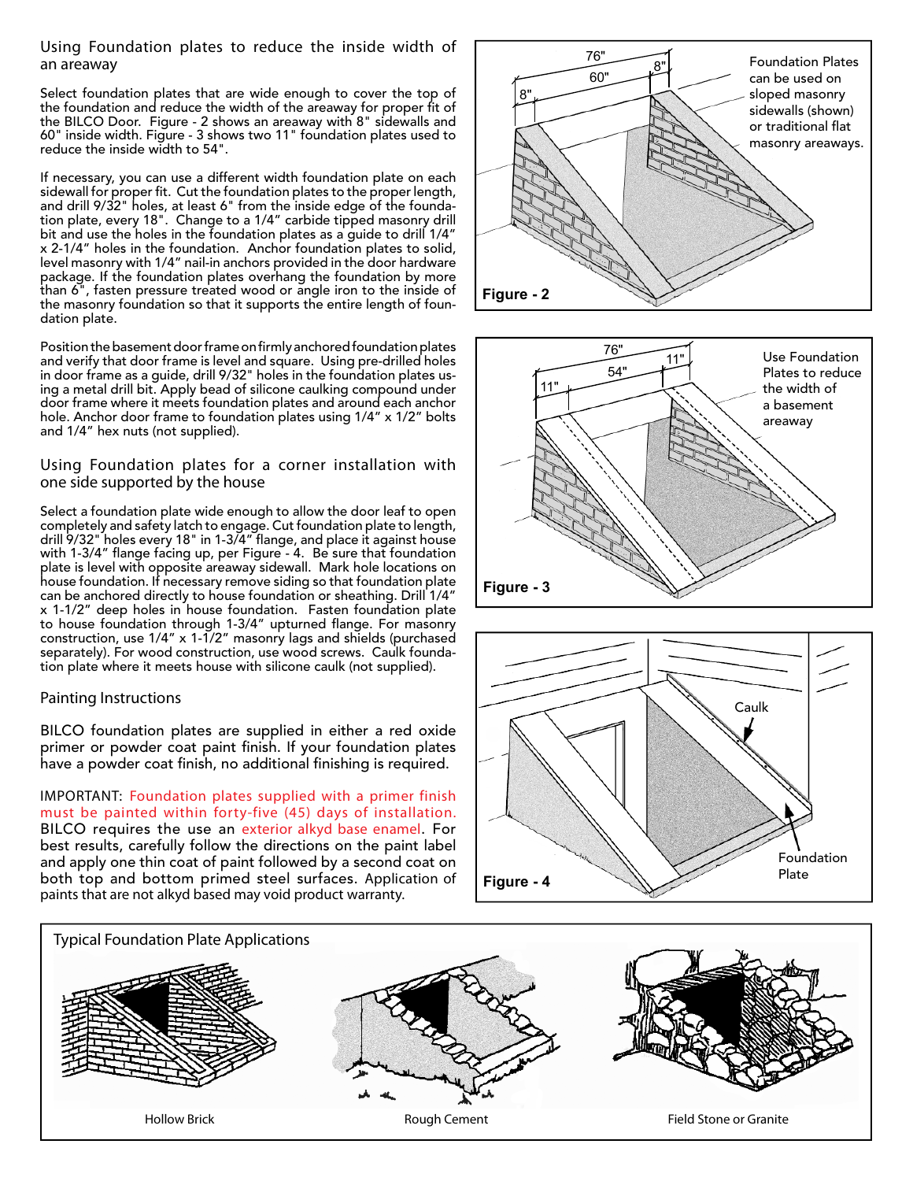## Using Foundation plates to reduce the inside width of an areaway

Select foundation plates that are wide enough to cover the top of the foundation and reduce the width of the areaway for proper fit of the BILCO Door. Figure - 2 shows an areaway with 8" sidewalls and 60" inside width. Figure - 3 shows two 11" foundation plates used to reduce the inside width to 54".

If necessary, you can use a different width foundation plate on each sidewall for proper fit. Cut the foundation plates to the proper length, and drill 9/32" holes, at least 6" from the inside edge of the foundation plate, every 18". Change to a 1/4" carbide tipped masonry drill bit and use the holes in the foundation plates as a guide to drill 1/4" x 2-1/4" holes in the foundation. Anchor foundation plates to solid, level masonry with 1/4" nail-in anchors provided in the door hardware package. If the foundation plates overhang the foundation by more than 6", fasten pressure treated wood or angle iron to the inside of the masonry foundation so that it supports the entire length of foundation plate.

Position the basement door frame on firmly anchored foundation plates and verify that door frame is level and square. Using pre-drilled holes in door frame as a guide, drill 9/32" holes in the foundation plates using a metal drill bit. Apply bead of silicone caulking compound under door frame where it meets foundation plates and around each anchor hole. Anchor door frame to foundation plates using 1/4" x 1/2" bolts and 1/4" hex nuts (not supplied).

## Using Foundation plates for a corner installation with one side supported by the house

Select a foundation plate wide enough to allow the door leaf to open completely and safety latch to engage. Cut foundation plate to length, drill 9/32" holes every 18" in 1-3/4" flange, and place it against house with 1-3/4" flange facing up, per Figure - 4. Be sure that foundation plate is level with opposite areaway sidewall. Mark hole locations on house foundation. If necessary remove siding so that foundation plate can be anchored directly to house foundation or sheathing. Drill 1/4" x 1-1/2" deep holes in house foundation. Fasten foundation plate to house foundation through 1-3/4" upturned flange. For masonry construction, use 1/4" x 1-1/2" masonry lags and shields (purchased separately). For wood construction, use wood screws. Caulk foundation plate where it meets house with silicone caulk (not supplied).

## Painting Instructions

BILCO foundation plates are supplied in either a red oxide primer or powder coat paint finish. If your foundation plates have a powder coat finish, no additional finishing is required.

IMPORTANT: Foundation plates supplied with a primer finish must be painted within forty-five (45) days of installation. BILCO requires the use an exterior alkyd base enamel. For best results, carefully follow the directions on the paint label and apply one thin coat of paint followed by a second coat on both top and bottom primed steel surfaces. Application of paints that are not alkyd based may void product warranty.

76"
60"
8"
8"
Foundation Plates can be used on sloped masonry sidewalls (shown) or traditional flat masonry areaways.

Figure - 2

76"
54"
11"
11"
Use Foundation Plates to reduce the width of a basement areaway

Figure - 3

Caulk
Foundation Plate

Figure - 4

Typical Foundation Plate Applications

Hollow Brick

Rough Cement

Field Stone or Granite